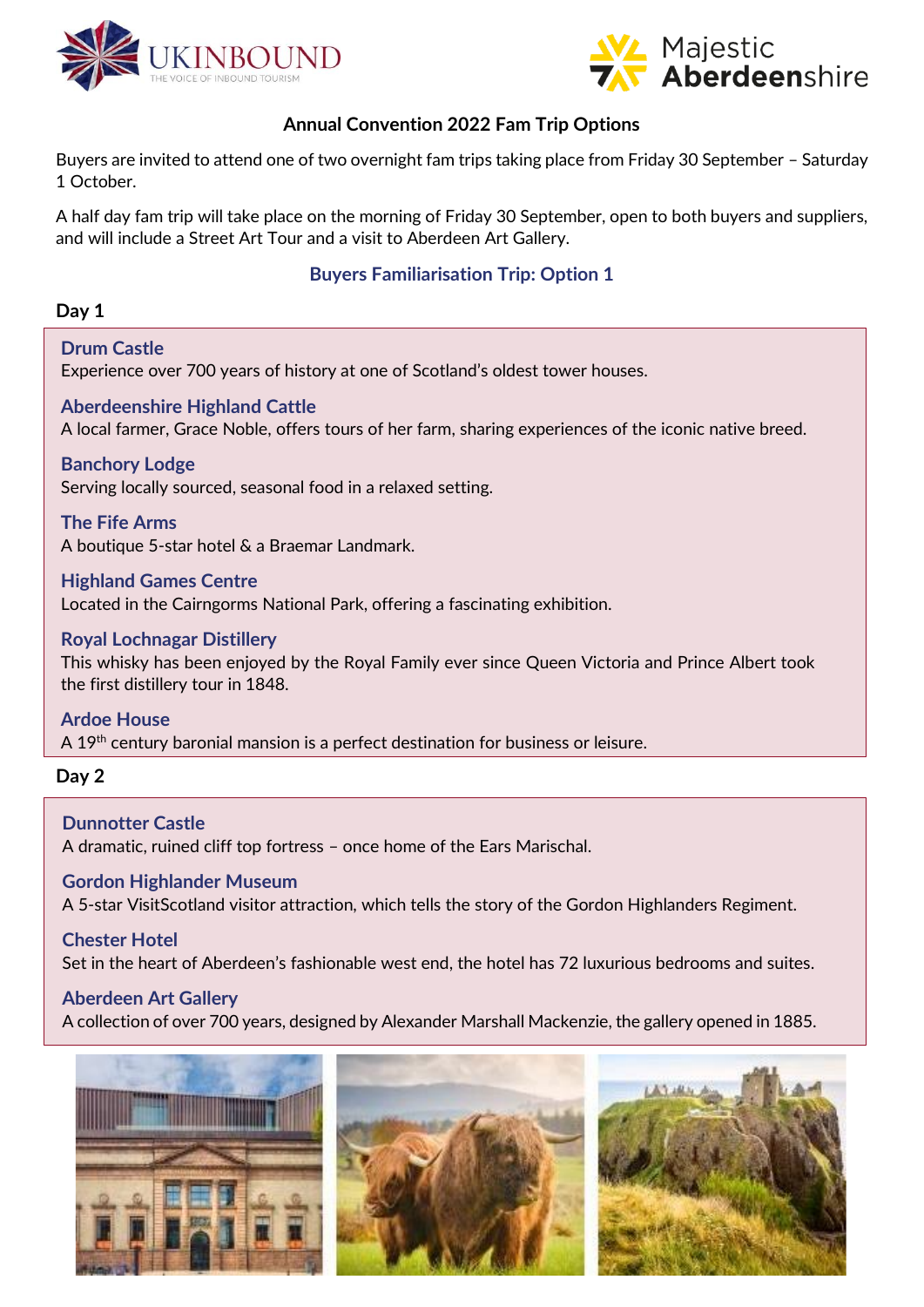UKINBOUND
THE VOICE OF INBOUND TOURISM

Majestic Aberdeenshire

# Annual Convention 2022 Fam Trip Options

Buyers are invited to attend one of two overnight fam trips taking place from Friday 30 September – Saturday 1 October.

A half day fam trip will take place on the morning of Friday 30 September, open to both buyers and suppliers, and will include a Street Art Tour and a visit to Aberdeen Art Gallery.

## Buyers Familiarisation Trip: Option 1

### Day 1

**Drum Castle**
Experience over 700 years of history at one of Scotland's oldest tower houses.

**Aberdeenshire Highland Cattle**
A local farmer, Grace Noble, offers tours of her farm, sharing experiences of the iconic native breed.

**Banchory Lodge**
Serving locally sourced, seasonal food in a relaxed setting.

**The Fife Arms**
A boutique 5-star hotel & a Braemar Landmark.

**Highland Games Centre**
Located in the Cairngorms National Park, offering a fascinating exhibition.

**Royal Lochnagar Distillery**
This whisky has been enjoyed by the Royal Family ever since Queen Victoria and Prince Albert took the first distillery tour in 1848.

**Ardoe House**
A 19th century baronial mansion is a perfect destination for business or leisure.

### Day 2

**Dunnotter Castle**
A dramatic, ruined cliff top fortress – once home of the Ears Mariscхal.

**Gordon Highlander Museum**
A 5-star VisitScotland visitor attraction, which tells the story of the Gordon Highlanders Regiment.

**Chester Hotel**
Set in the heart of Aberdeen's fashionable west end, the hotel has 72 luxurious bedrooms and suites.

**Aberdeen Art Gallery**
A collection of over 700 years, designed by Alexander Marshall Mackenzie, the gallery opened in 1885.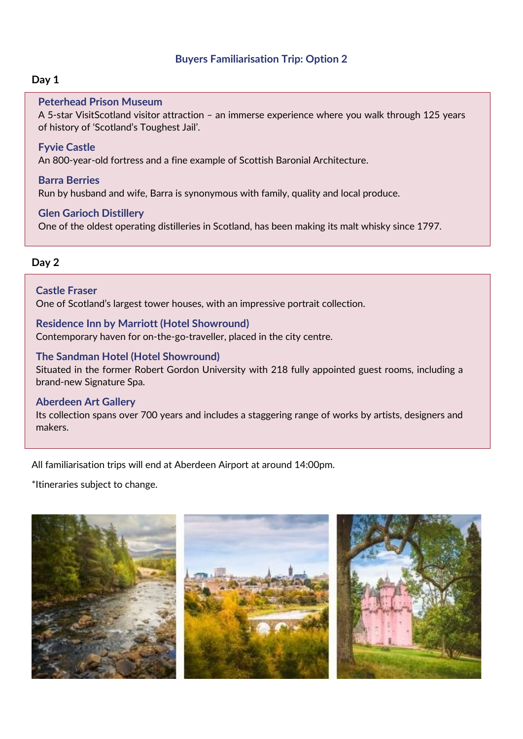## Buyers Familiarisation Trip: Option 2

### Day 1

**Peterhead Prison Museum**
A 5-star VisitScotland visitor attraction – an immerse experience where you walk through 125 years of history of 'Scotland's Toughest Jail'.

**Fyvie Castle**
An 800-year-old fortress and a fine example of Scottish Baronial Architecture.

**Barra Berries**
Run by husband and wife, Barra is synonymous with family, quality and local produce.

**Glen Garioch Distillery**
One of the oldest operating distilleries in Scotland, has been making its malt whisky since 1797.

### Day 2

**Castle Fraser**
One of Scotland's largest tower houses, with an impressive portrait collection.

**Residence Inn by Marriott (Hotel Showround)**
Contemporary haven for on-the-go-traveller, placed in the city centre.

**The Sandman Hotel (Hotel Showround)**
Situated in the former Robert Gordon University with 218 fully appointed guest rooms, including a brand-new Signature Spa.

**Aberdeen Art Gallery**
Its collection spans over 700 years and includes a staggering range of works by artists, designers and makers.

All familiarisation trips will end at Aberdeen Airport at around 14:00pm.

*Itineraries subject to change.